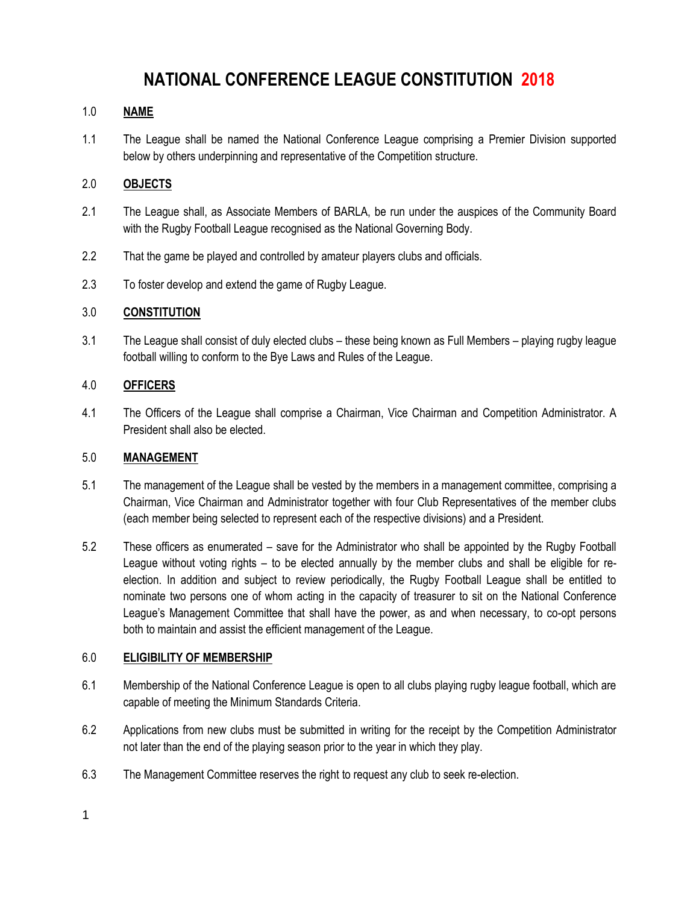# NATIONAL CONFERENCE LEAGUE CONSTITUTION 2018

## 1.0 NAME

1.1 The League shall be named the National Conference League comprising a Premier Division supported below by others underpinning and representative of the Competition structure.

## 2.0 OBJECTS

2.1 The League shall, as Associate Members of BARLA, be run under the auspices of the Community Board with the Rugby Football League recognised as the National Governing Body.

2.2 That the game be played and controlled by amateur players clubs and officials.

2.3 To foster develop and extend the game of Rugby League.

## 3.0 CONSTITUTION

3.1 The League shall consist of duly elected clubs – these being known as Full Members – playing rugby league football willing to conform to the Bye Laws and Rules of the League.

## 4.0 OFFICERS

4.1 The Officers of the League shall comprise a Chairman, Vice Chairman and Competition Administrator. A President shall also be elected.

## 5.0 MANAGEMENT

5.1 The management of the League shall be vested by the members in a management committee, comprising a Chairman, Vice Chairman and Administrator together with four Club Representatives of the member clubs (each member being selected to represent each of the respective divisions) and a President.

5.2 These officers as enumerated – save for the Administrator who shall be appointed by the Rugby Football League without voting rights – to be elected annually by the member clubs and shall be eligible for re-election. In addition and subject to review periodically, the Rugby Football League shall be entitled to nominate two persons one of whom acting in the capacity of treasurer to sit on the National Conference League's Management Committee that shall have the power, as and when necessary, to co-opt persons both to maintain and assist the efficient management of the League.

## 6.0 ELIGIBILITY OF MEMBERSHIP

6.1 Membership of the National Conference League is open to all clubs playing rugby league football, which are capable of meeting the Minimum Standards Criteria.

6.2 Applications from new clubs must be submitted in writing for the receipt by the Competition Administrator not later than the end of the playing season prior to the year in which they play.

6.3 The Management Committee reserves the right to request any club to seek re-election.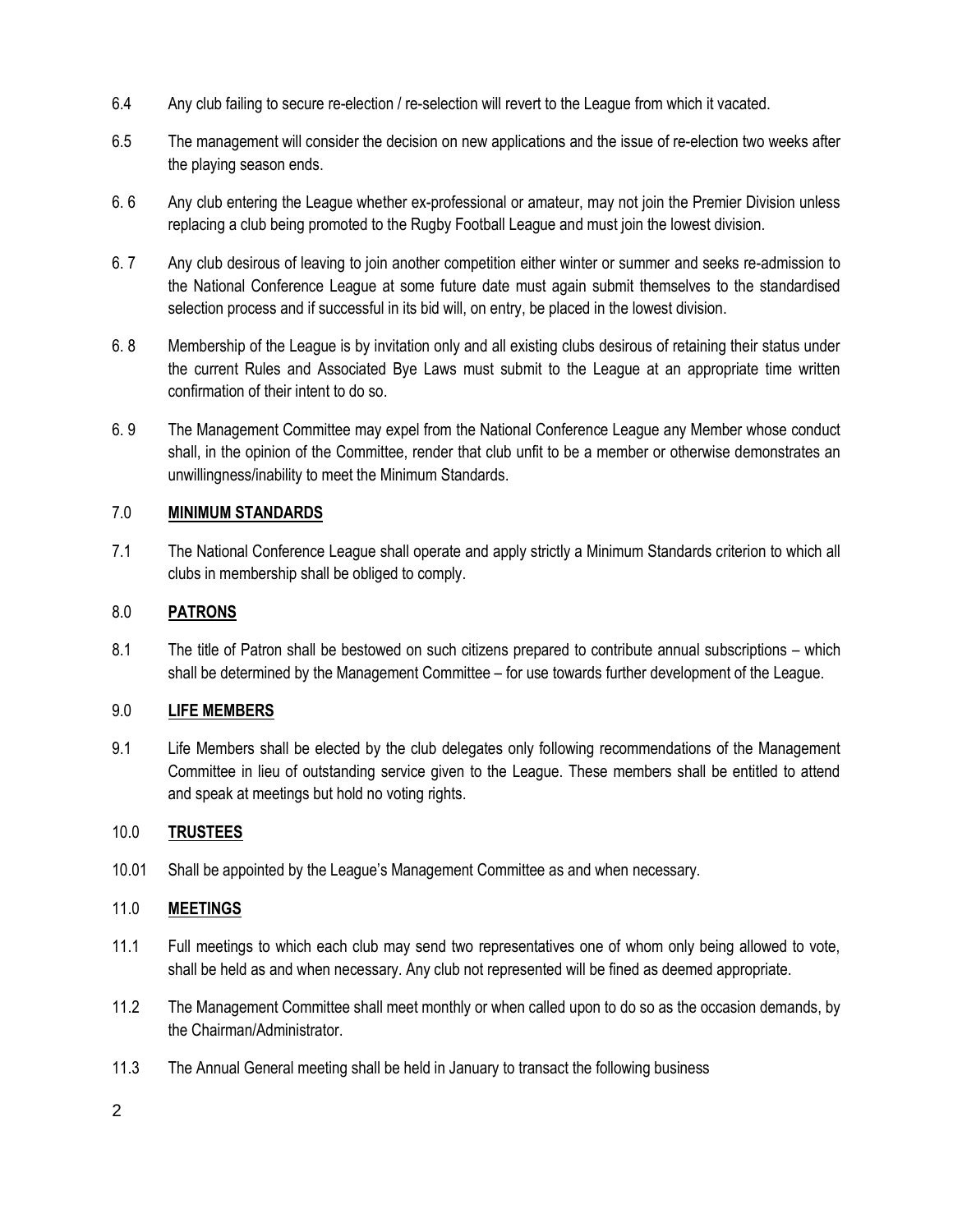6.4 Any club failing to secure re-election / re-selection will revert to the League from which it vacated.

6.5 The management will consider the decision on new applications and the issue of re-election two weeks after the playing season ends.

6. 6 Any club entering the League whether ex-professional or amateur, may not join the Premier Division unless replacing a club being promoted to the Rugby Football League and must join the lowest division.

6. 7 Any club desirous of leaving to join another competition either winter or summer and seeks re-admission to the National Conference League at some future date must again submit themselves to the standardised selection process and if successful in its bid will, on entry, be placed in the lowest division.

6. 8 Membership of the League is by invitation only and all existing clubs desirous of retaining their status under the current Rules and Associated Bye Laws must submit to the League at an appropriate time written confirmation of their intent to do so.

6. 9 The Management Committee may expel from the National Conference League any Member whose conduct shall, in the opinion of the Committee, render that club unfit to be a member or otherwise demonstrates an unwillingness/inability to meet the Minimum Standards.

## 7.0 **MINIMUM STANDARDS**

7.1 The National Conference League shall operate and apply strictly a Minimum Standards criterion to which all clubs in membership shall be obliged to comply.

## 8.0 **PATRONS**

8.1 The title of Patron shall be bestowed on such citizens prepared to contribute annual subscriptions – which shall be determined by the Management Committee – for use towards further development of the League.

## 9.0 **LIFE MEMBERS**

9.1 Life Members shall be elected by the club delegates only following recommendations of the Management Committee in lieu of outstanding service given to the League. These members shall be entitled to attend and speak at meetings but hold no voting rights.

## 10.0 **TRUSTEES**

10.01 Shall be appointed by the League's Management Committee as and when necessary.

## 11.0 **MEETINGS**

11.1 Full meetings to which each club may send two representatives one of whom only being allowed to vote, shall be held as and when necessary. Any club not represented will be fined as deemed appropriate.

11.2 The Management Committee shall meet monthly or when called upon to do so as the occasion demands, by the Chairman/Administrator.

11.3 The Annual General meeting shall be held in January to transact the following business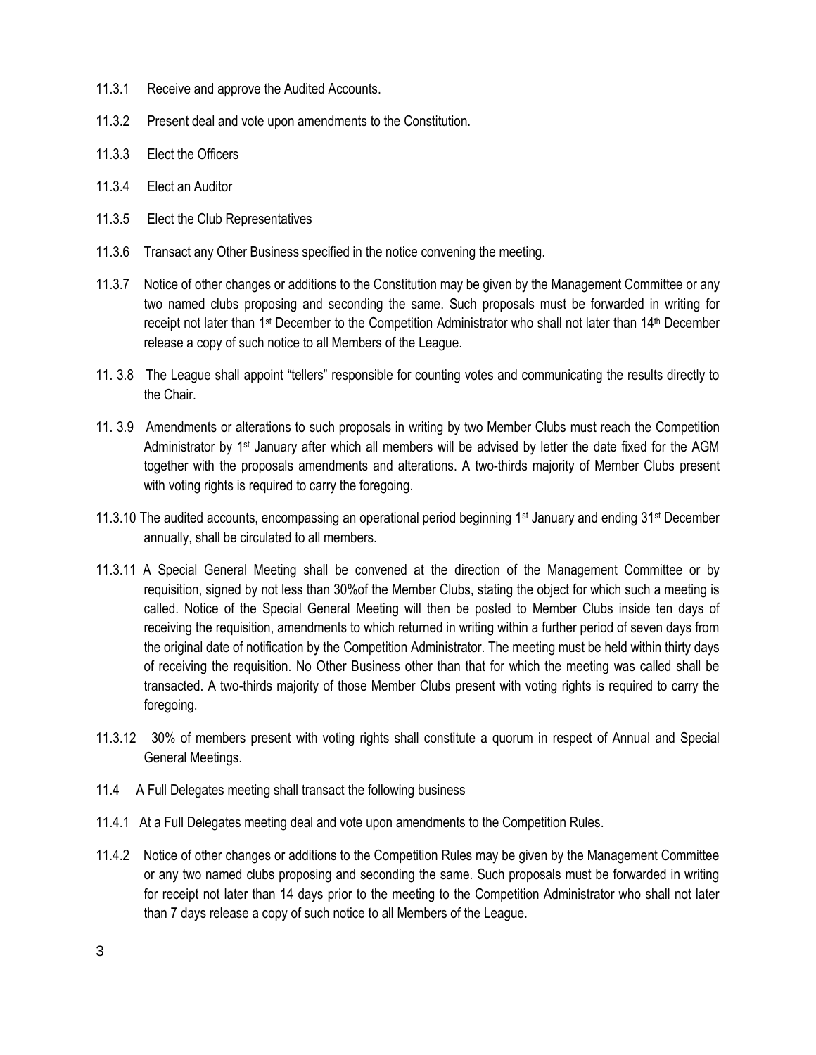11.3.1 Receive and approve the Audited Accounts.

11.3.2 Present deal and vote upon amendments to the Constitution.

11.3.3 Elect the Officers

11.3.4 Elect an Auditor

11.3.5 Elect the Club Representatives

11.3.6 Transact any Other Business specified in the notice convening the meeting.

11.3.7 Notice of other changes or additions to the Constitution may be given by the Management Committee or any two named clubs proposing and seconding the same. Such proposals must be forwarded in writing for receipt not later than 1st December to the Competition Administrator who shall not later than 14th December release a copy of such notice to all Members of the League.

11. 3.8 The League shall appoint "tellers" responsible for counting votes and communicating the results directly to the Chair.

11. 3.9 Amendments or alterations to such proposals in writing by two Member Clubs must reach the Competition Administrator by 1st January after which all members will be advised by letter the date fixed for the AGM together with the proposals amendments and alterations. A two-thirds majority of Member Clubs present with voting rights is required to carry the foregoing.

11.3.10 The audited accounts, encompassing an operational period beginning 1st January and ending 31st December annually, shall be circulated to all members.

11.3.11 A Special General Meeting shall be convened at the direction of the Management Committee or by requisition, signed by not less than 30%of the Member Clubs, stating the object for which such a meeting is called. Notice of the Special General Meeting will then be posted to Member Clubs inside ten days of receiving the requisition, amendments to which returned in writing within a further period of seven days from the original date of notification by the Competition Administrator. The meeting must be held within thirty days of receiving the requisition. No Other Business other than that for which the meeting was called shall be transacted. A two-thirds majority of those Member Clubs present with voting rights is required to carry the foregoing.

11.3.12 30% of members present with voting rights shall constitute a quorum in respect of Annual and Special General Meetings.

11.4 A Full Delegates meeting shall transact the following business

11.4.1 At a Full Delegates meeting deal and vote upon amendments to the Competition Rules.

11.4.2 Notice of other changes or additions to the Competition Rules may be given by the Management Committee or any two named clubs proposing and seconding the same. Such proposals must be forwarded in writing for receipt not later than 14 days prior to the meeting to the Competition Administrator who shall not later than 7 days release a copy of such notice to all Members of the League.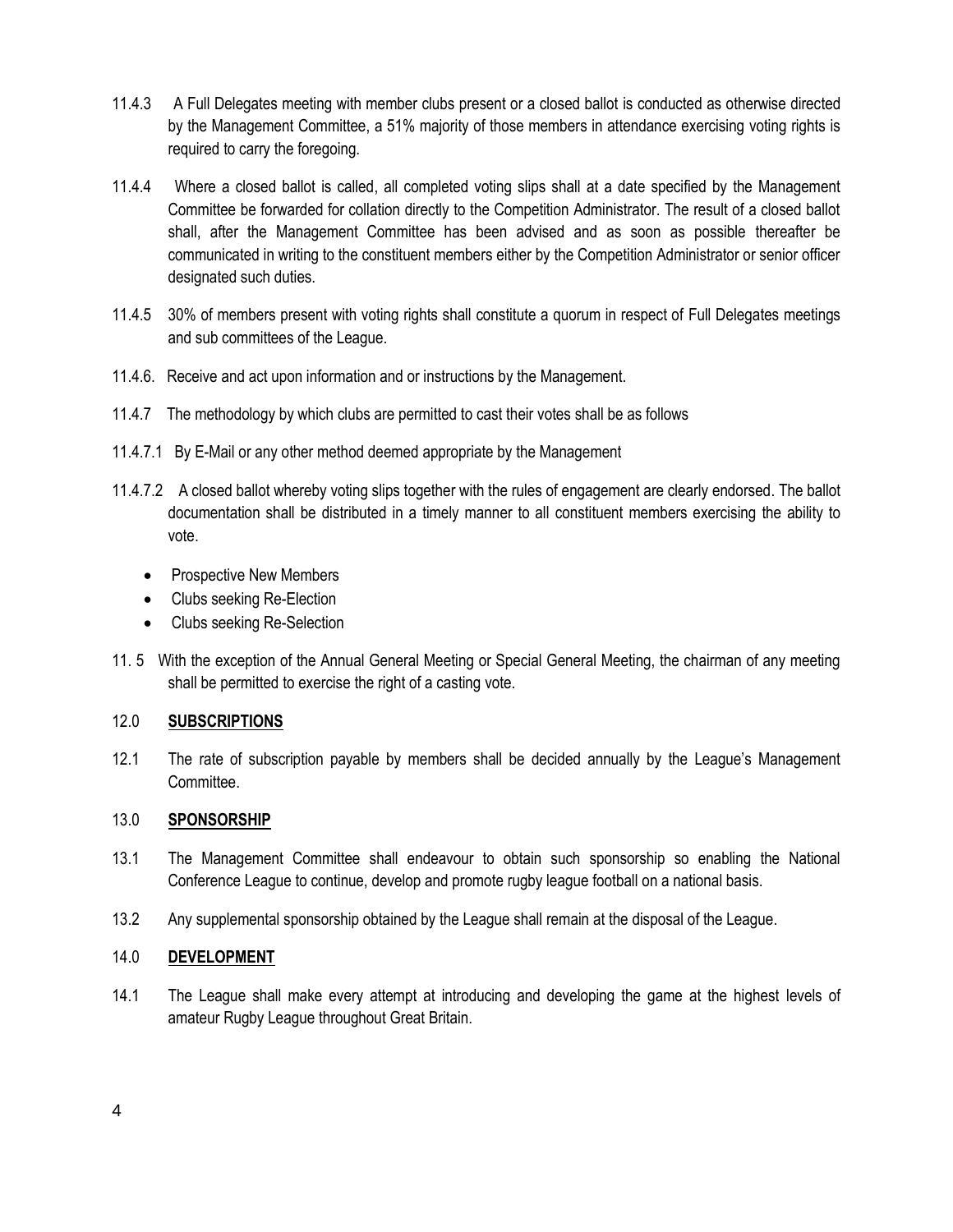11.4.3 A Full Delegates meeting with member clubs present or a closed ballot is conducted as otherwise directed by the Management Committee, a 51% majority of those members in attendance exercising voting rights is required to carry the foregoing.

11.4.4 Where a closed ballot is called, all completed voting slips shall at a date specified by the Management Committee be forwarded for collation directly to the Competition Administrator. The result of a closed ballot shall, after the Management Committee has been advised and as soon as possible thereafter be communicated in writing to the constituent members either by the Competition Administrator or senior officer designated such duties.

11.4.5 30% of members present with voting rights shall constitute a quorum in respect of Full Delegates meetings and sub committees of the League.

11.4.6. Receive and act upon information and or instructions by the Management.

11.4.7 The methodology by which clubs are permitted to cast their votes shall be as follows

11.4.7.1 By E-Mail or any other method deemed appropriate by the Management

11.4.7.2 A closed ballot whereby voting slips together with the rules of engagement are clearly endorsed. The ballot documentation shall be distributed in a timely manner to all constituent members exercising the ability to vote.

- Prospective New Members
- Clubs seeking Re-Election
- Clubs seeking Re-Selection

11.5 With the exception of the Annual General Meeting or Special General Meeting, the chairman of any meeting shall be permitted to exercise the right of a casting vote.

## 12.0 **SUBSCRIPTIONS**

12.1 The rate of subscription payable by members shall be decided annually by the League's Management Committee.

## 13.0 **SPONSORSHIP**

13.1 The Management Committee shall endeavour to obtain such sponsorship so enabling the National Conference League to continue, develop and promote rugby league football on a national basis.

13.2 Any supplemental sponsorship obtained by the League shall remain at the disposal of the League.

## 14.0 **DEVELOPMENT**

14.1 The League shall make every attempt at introducing and developing the game at the highest levels of amateur Rugby League throughout Great Britain.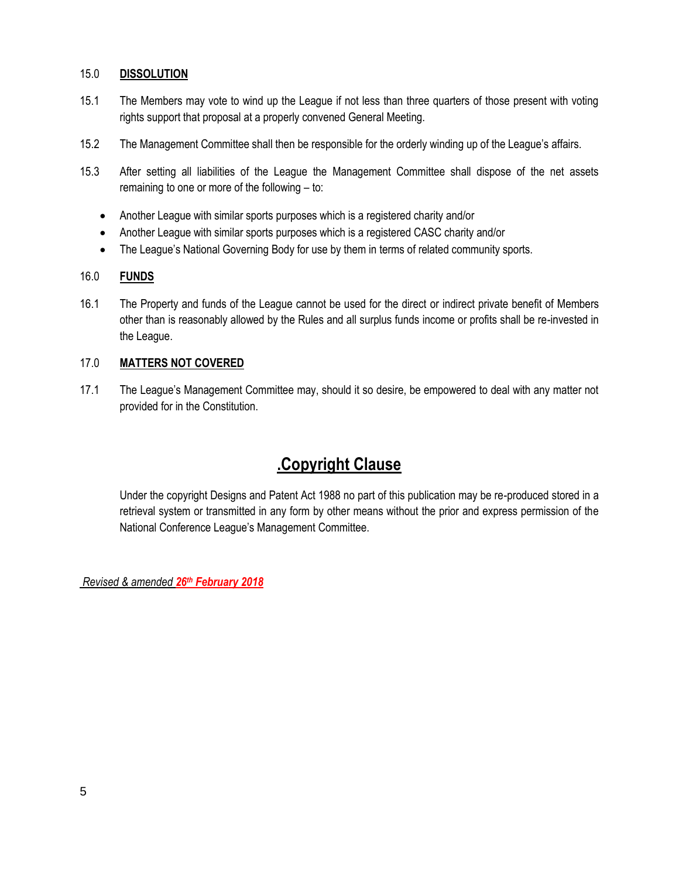## 15.0 DISSOLUTION

15.1 The Members may vote to wind up the League if not less than three quarters of those present with voting rights support that proposal at a properly convened General Meeting.

15.2 The Management Committee shall then be responsible for the orderly winding up of the League's affairs.

15.3 After setting all liabilities of the League the Management Committee shall dispose of the net assets remaining to one or more of the following – to:

- Another League with similar sports purposes which is a registered charity and/or
- Another League with similar sports purposes which is a registered CASC charity and/or
- The League's National Governing Body for use by them in terms of related community sports.

## 16.0 FUNDS

16.1 The Property and funds of the League cannot be used for the direct or indirect private benefit of Members other than is reasonably allowed by the Rules and all surplus funds income or profits shall be re-invested in the League.

## 17.0 MATTERS NOT COVERED

17.1 The League's Management Committee may, should it so desire, be empowered to deal with any matter not provided for in the Constitution.

## .Copyright Clause

Under the copyright Designs and Patent Act 1988 no part of this publication may be re-produced stored in a retrieval system or transmitted in any form by other means without the prior and express permission of the National Conference League's Management Committee.

*Revised & amended **26th February 2018***